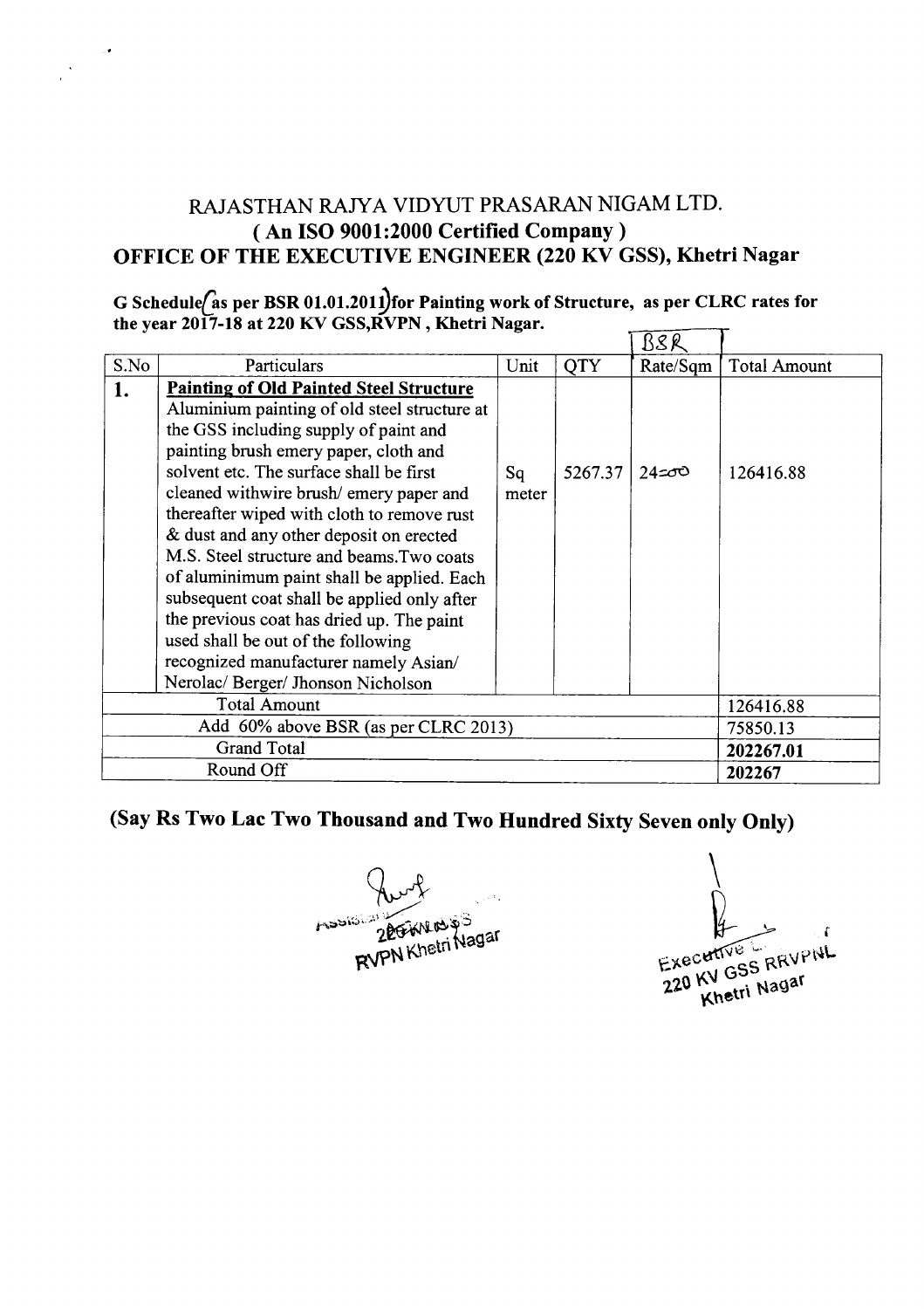# RAJASTHAN RAJYA VIDYUT PRASARAN NIGAM LTD.

## ( An ISO 9001:2000 Certified Company )

## OFFICE OF THE EXECUTIVE ENGINEER (220 KV GSS), Khetri Nagar

**G Schedule(as per BSR 01.01.2011)for Painting work of Structure, as per CLRC rates for the year 2017-18 at 220 KV GSS,RVPN , Khetri Nagar.**

| S.No | Particulars | Unit | QTY | BSR Rate/Sqm | Total Amount |
|---|---|---|---|---|---|
| 1. | **Painting of Old Painted Steel Structure** Aluminium painting of old steel structure at the GSS including supply of paint and painting brush emery paper, cloth and solvent etc. The surface shall be first cleaned withwire brush/ emery paper and thereafter wiped with cloth to remove rust & dust and any other deposit on erected M.S. Steel structure and beams.Two coats of aluminimum paint shall be applied. Each subsequent coat shall be applied only after the previous coat has dried up. The paint used shall be out of the following recognized manufacturer namely Asian/ Nerolac/ Berger/ Jhonson Nicholson | Sq meter | 5267.37 | 24=00 | 126416.88 |
| | Total Amount | | | | 126416.88 |
| | Add 60% above BSR (as per CLRC 2013) | | | | 75850.13 |
| | Grand Total | | | | **202267.01** |
| | Round Off | | | | **202267** |

**(Say Rs Two Lac Two Thousand and Two Hundred Sixty Seven only Only)**

Assistant Engineer 220 KV GSS RVPN Khetri Nagar

Executive Engineer 220 KV GSS RRVPNL Khetri Nagar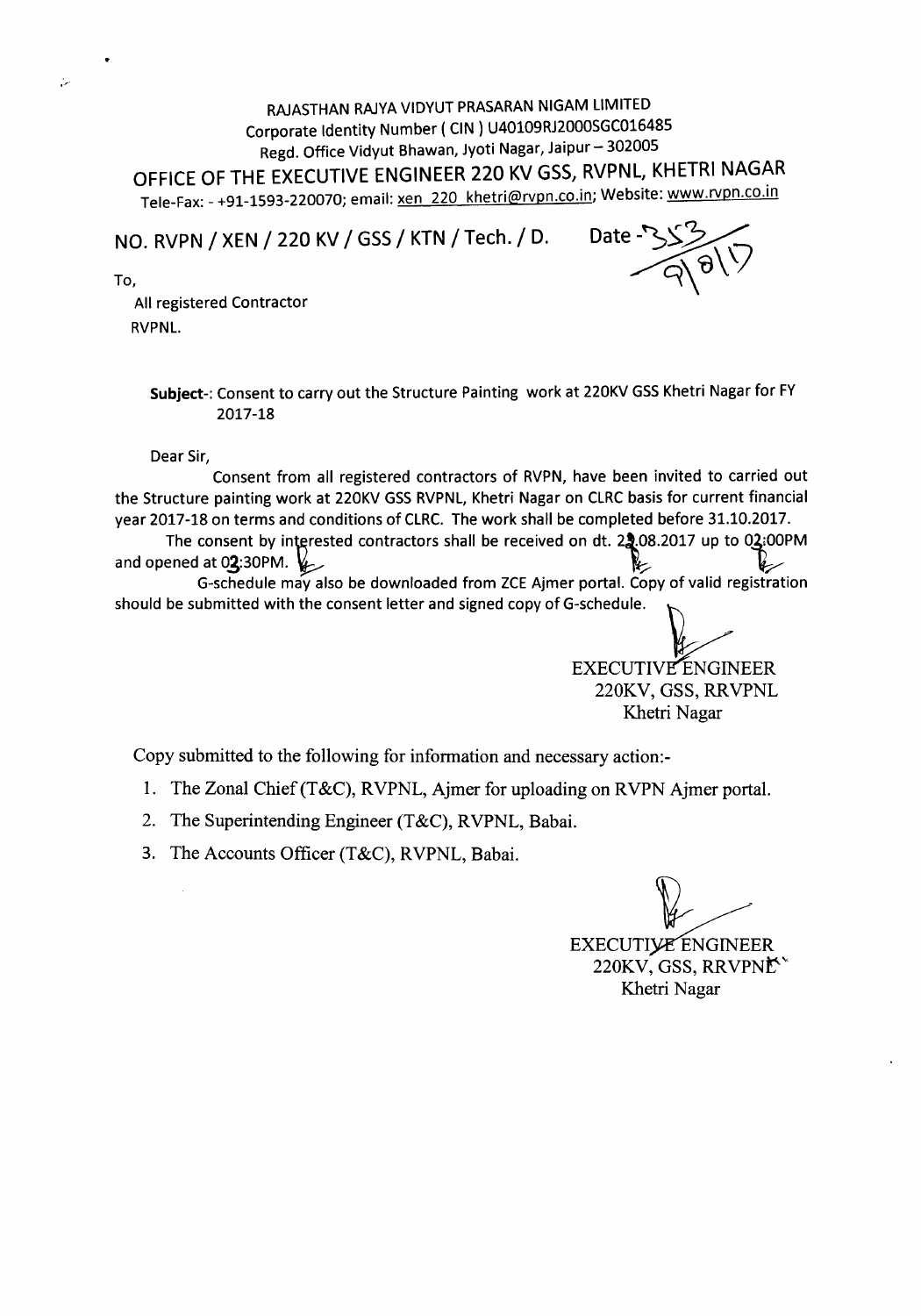RAJASTHAN RAJYA VIDYUT PRASARAN NIGAM LIMITED
Corporate Identity Number ( CIN ) U40109RJ2000SGC016485
Regd. Office Vidyut Bhawan, Jyoti Nagar, Jaipur – 302005

## OFFICE OF THE EXECUTIVE ENGINEER 220 KV GSS, RVPNL, KHETRI NAGAR

Tele-Fax: - +91-1593-220070; email: xen_220_khetri@rvpn.co.in; Website: www.rvpn.co.in

NO. RVPN / XEN / 220 KV / GSS / KTN / Tech. / D. 353 Date - 9/8/17

To,

All registered Contractor
RVPNL.

**Subject-**: Consent to carry out the Structure Painting work at 220KV GSS Khetri Nagar for FY 2017-18

Dear Sir,

Consent from all registered contractors of RVPN, have been invited to carried out the Structure painting work at 220KV GSS RVPNL, Khetri Nagar on CLRC basis for current financial year 2017-18 on terms and conditions of CLRC. The work shall be completed before 31.10.2017.

The consent by interested contractors shall be received on dt. 23.08.2017 up to 03:00PM and opened at 03:30PM.

G-schedule may also be downloaded from ZCE Ajmer portal. Copy of valid registration should be submitted with the consent letter and signed copy of G-schedule.

EXECUTIVE ENGINEER
220KV, GSS, RRVPNL
Khetri Nagar

Copy submitted to the following for information and necessary action:-

1. The Zonal Chief (T&C), RVPNL, Ajmer for uploading on RVPN Ajmer portal.
2. The Superintending Engineer (T&C), RVPNL, Babai.
3. The Accounts Officer (T&C), RVPNL, Babai.

EXECUTIVE ENGINEER
220KV, GSS, RRVPNL
Khetri Nagar